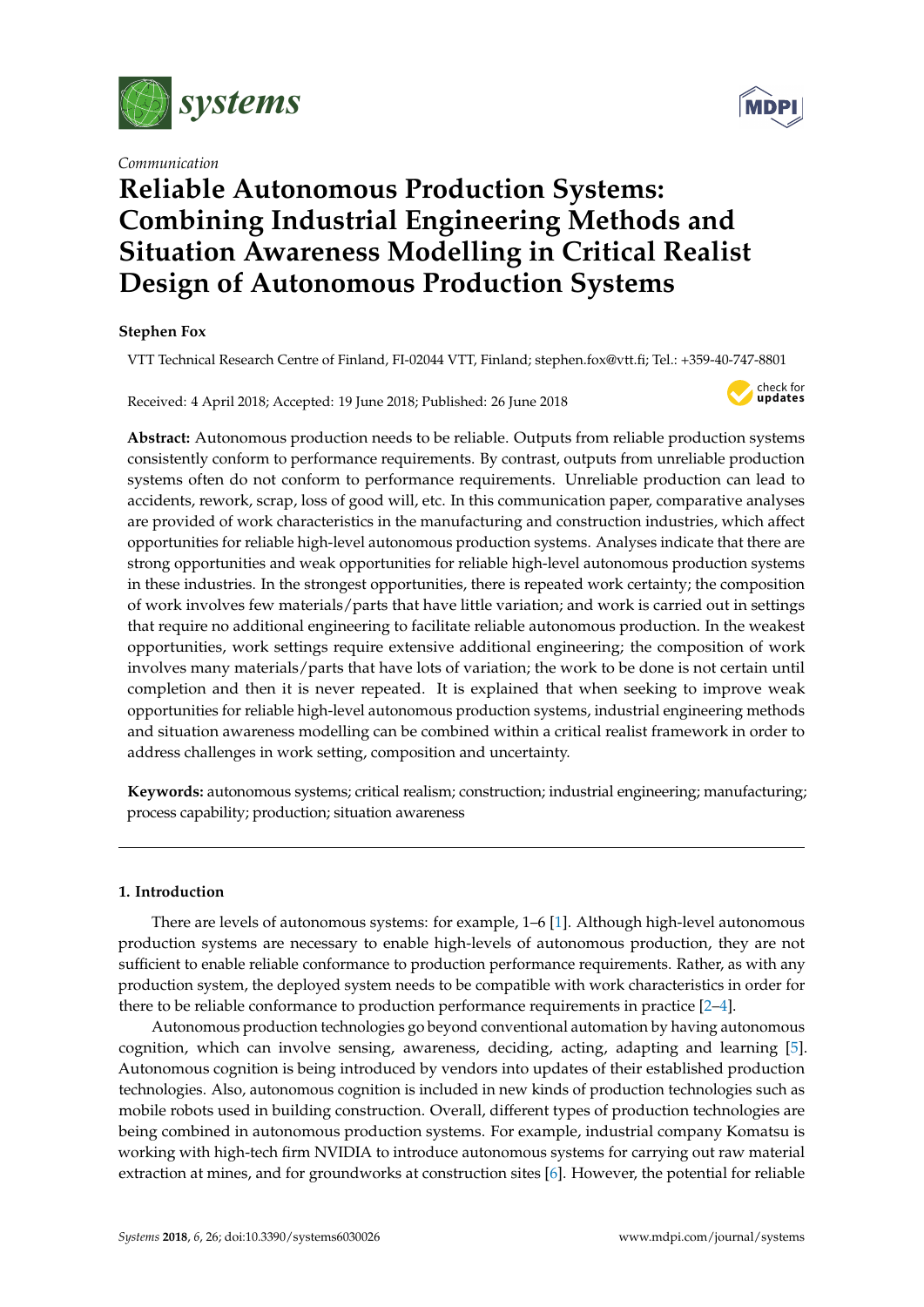*Communication*

# Reliable Autonomous Production Systems: Combining Industrial Engineering Methods and Situation Awareness Modelling in Critical Realist Design of Autonomous Production Systems

**Stephen Fox**

VTT Technical Research Centre of Finland, FI-02044 VTT, Finland; stephen.fox@vtt.fi; Tel.: +359-40-747-8801

Received: 4 April 2018; Accepted: 19 June 2018; Published: 26 June 2018

**Abstract:** Autonomous production needs to be reliable. Outputs from reliable production systems consistently conform to performance requirements. By contrast, outputs from unreliable production systems often do not conform to performance requirements. Unreliable production can lead to accidents, rework, scrap, loss of good will, etc. In this communication paper, comparative analyses are provided of work characteristics in the manufacturing and construction industries, which affect opportunities for reliable high-level autonomous production systems. Analyses indicate that there are strong opportunities and weak opportunities for reliable high-level autonomous production systems in these industries. In the strongest opportunities, there is repeated work certainty; the composition of work involves few materials/parts that have little variation; and work is carried out in settings that require no additional engineering to facilitate reliable autonomous production. In the weakest opportunities, work settings require extensive additional engineering; the composition of work involves many materials/parts that have lots of variation; the work to be done is not certain until completion and then it is never repeated. It is explained that when seeking to improve weak opportunities for reliable high-level autonomous production systems, industrial engineering methods and situation awareness modelling can be combined within a critical realist framework in order to address challenges in work setting, composition and uncertainty.

**Keywords:** autonomous systems; critical realism; construction; industrial engineering; manufacturing; process capability; production; situation awareness

## 1. Introduction

There are levels of autonomous systems: for example, 1–6 [1]. Although high-level autonomous production systems are necessary to enable high-levels of autonomous production, they are not sufficient to enable reliable conformance to production performance requirements. Rather, as with any production system, the deployed system needs to be compatible with work characteristics in order for there to be reliable conformance to production performance requirements in practice [2–4].

Autonomous production technologies go beyond conventional automation by having autonomous cognition, which can involve sensing, awareness, deciding, acting, adapting and learning [5]. Autonomous cognition is being introduced by vendors into updates of their established production technologies. Also, autonomous cognition is included in new kinds of production technologies such as mobile robots used in building construction. Overall, different types of production technologies are being combined in autonomous production systems. For example, industrial company Komatsu is working with high-tech firm NVIDIA to introduce autonomous systems for carrying out raw material extraction at mines, and for groundworks at construction sites [6]. However, the potential for reliable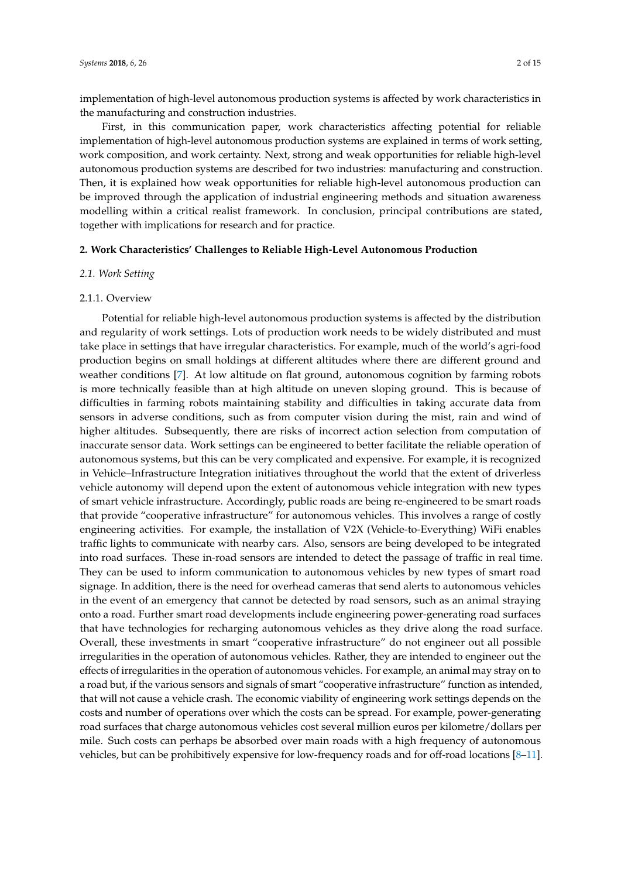implementation of high-level autonomous production systems is affected by work characteristics in the manufacturing and construction industries.

First, in this communication paper, work characteristics affecting potential for reliable implementation of high-level autonomous production systems are explained in terms of work setting, work composition, and work certainty. Next, strong and weak opportunities for reliable high-level autonomous production systems are described for two industries: manufacturing and construction. Then, it is explained how weak opportunities for reliable high-level autonomous production can be improved through the application of industrial engineering methods and situation awareness modelling within a critical realist framework. In conclusion, principal contributions are stated, together with implications for research and for practice.

## 2. Work Characteristics' Challenges to Reliable High-Level Autonomous Production

### 2.1. Work Setting

#### 2.1.1. Overview

Potential for reliable high-level autonomous production systems is affected by the distribution and regularity of work settings. Lots of production work needs to be widely distributed and must take place in settings that have irregular characteristics. For example, much of the world's agri-food production begins on small holdings at different altitudes where there are different ground and weather conditions [7]. At low altitude on flat ground, autonomous cognition by farming robots is more technically feasible than at high altitude on uneven sloping ground. This is because of difficulties in farming robots maintaining stability and difficulties in taking accurate data from sensors in adverse conditions, such as from computer vision during the mist, rain and wind of higher altitudes. Subsequently, there are risks of incorrect action selection from computation of inaccurate sensor data. Work settings can be engineered to better facilitate the reliable operation of autonomous systems, but this can be very complicated and expensive. For example, it is recognized in Vehicle–Infrastructure Integration initiatives throughout the world that the extent of driverless vehicle autonomy will depend upon the extent of autonomous vehicle integration with new types of smart vehicle infrastructure. Accordingly, public roads are being re-engineered to be smart roads that provide "cooperative infrastructure" for autonomous vehicles. This involves a range of costly engineering activities. For example, the installation of V2X (Vehicle-to-Everything) WiFi enables traffic lights to communicate with nearby cars. Also, sensors are being developed to be integrated into road surfaces. These in-road sensors are intended to detect the passage of traffic in real time. They can be used to inform communication to autonomous vehicles by new types of smart road signage. In addition, there is the need for overhead cameras that send alerts to autonomous vehicles in the event of an emergency that cannot be detected by road sensors, such as an animal straying onto a road. Further smart road developments include engineering power-generating road surfaces that have technologies for recharging autonomous vehicles as they drive along the road surface. Overall, these investments in smart "cooperative infrastructure" do not engineer out all possible irregularities in the operation of autonomous vehicles. Rather, they are intended to engineer out the effects of irregularities in the operation of autonomous vehicles. For example, an animal may stray on to a road but, if the various sensors and signals of smart "cooperative infrastructure" function as intended, that will not cause a vehicle crash. The economic viability of engineering work settings depends on the costs and number of operations over which the costs can be spread. For example, power-generating road surfaces that charge autonomous vehicles cost several million euros per kilometre/dollars per mile. Such costs can perhaps be absorbed over main roads with a high frequency of autonomous vehicles, but can be prohibitively expensive for low-frequency roads and for off-road locations [8–11].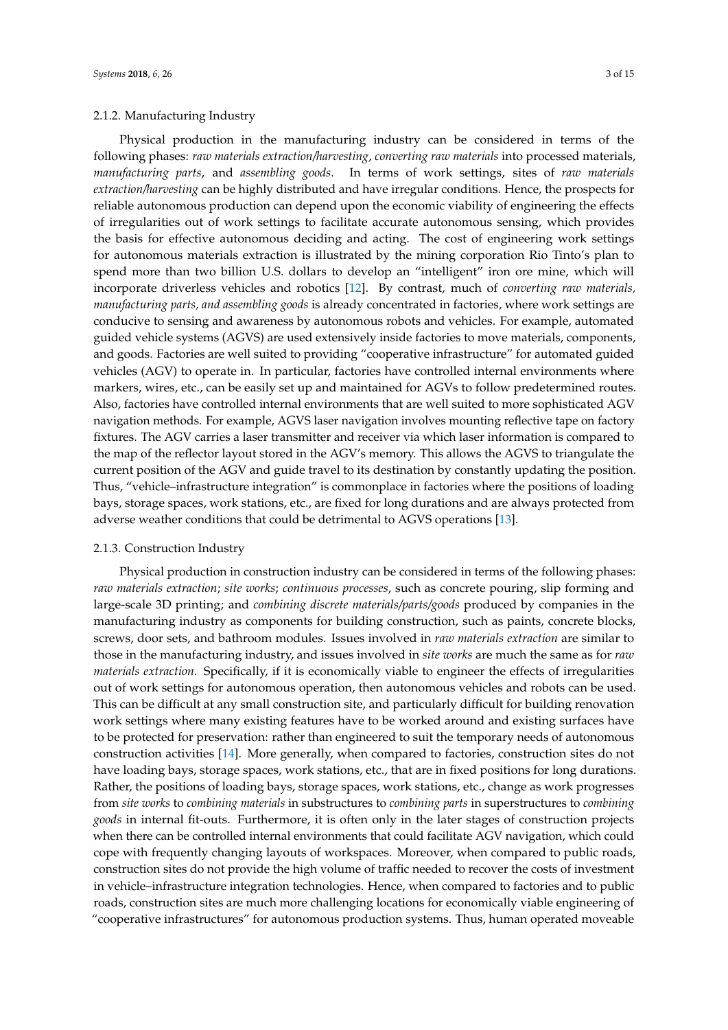#### 2.1.2. Manufacturing Industry

Physical production in the manufacturing industry can be considered in terms of the following phases: *raw materials extraction/harvesting*, *converting raw materials* into processed materials, *manufacturing parts*, and *assembling goods*. In terms of work settings, sites of *raw materials extraction/harvesting* can be highly distributed and have irregular conditions. Hence, the prospects for reliable autonomous production can depend upon the economic viability of engineering the effects of irregularities out of work settings to facilitate accurate autonomous sensing, which provides the basis for effective autonomous deciding and acting. The cost of engineering work settings for autonomous materials extraction is illustrated by the mining corporation Rio Tinto's plan to spend more than two billion U.S. dollars to develop an "intelligent" iron ore mine, which will incorporate driverless vehicles and robotics [12]. By contrast, much of *converting raw materials, manufacturing parts, and assembling goods* is already concentrated in factories, where work settings are conducive to sensing and awareness by autonomous robots and vehicles. For example, automated guided vehicle systems (AGVS) are used extensively inside factories to move materials, components, and goods. Factories are well suited to providing "cooperative infrastructure" for automated guided vehicles (AGV) to operate in. In particular, factories have controlled internal environments where markers, wires, etc., can be easily set up and maintained for AGVs to follow predetermined routes. Also, factories have controlled internal environments that are well suited to more sophisticated AGV navigation methods. For example, AGVS laser navigation involves mounting reflective tape on factory fixtures. The AGV carries a laser transmitter and receiver via which laser information is compared to the map of the reflector layout stored in the AGV's memory. This allows the AGVS to triangulate the current position of the AGV and guide travel to its destination by constantly updating the position. Thus, "vehicle–infrastructure integration" is commonplace in factories where the positions of loading bays, storage spaces, work stations, etc., are fixed for long durations and are always protected from adverse weather conditions that could be detrimental to AGVS operations [13].

#### 2.1.3. Construction Industry

Physical production in construction industry can be considered in terms of the following phases: *raw materials extraction*; *site works*; *continuous processes*, such as concrete pouring, slip forming and large-scale 3D printing; and *combining discrete materials/parts/goods* produced by companies in the manufacturing industry as components for building construction, such as paints, concrete blocks, screws, door sets, and bathroom modules. Issues involved in *raw materials extraction* are similar to those in the manufacturing industry, and issues involved in *site works* are much the same as for *raw materials extraction*. Specifically, if it is economically viable to engineer the effects of irregularities out of work settings for autonomous operation, then autonomous vehicles and robots can be used. This can be difficult at any small construction site, and particularly difficult for building renovation work settings where many existing features have to be worked around and existing surfaces have to be protected for preservation: rather than engineered to suit the temporary needs of autonomous construction activities [14]. More generally, when compared to factories, construction sites do not have loading bays, storage spaces, work stations, etc., that are in fixed positions for long durations. Rather, the positions of loading bays, storage spaces, work stations, etc., change as work progresses from *site works* to *combining materials* in substructures to *combining parts* in superstructures to *combining goods* in internal fit-outs. Furthermore, it is often only in the later stages of construction projects when there can be controlled internal environments that could facilitate AGV navigation, which could cope with frequently changing layouts of workspaces. Moreover, when compared to public roads, construction sites do not provide the high volume of traffic needed to recover the costs of investment in vehicle–infrastructure integration technologies. Hence, when compared to factories and to public roads, construction sites are much more challenging locations for economically viable engineering of "cooperative infrastructures" for autonomous production systems. Thus, human operated moveable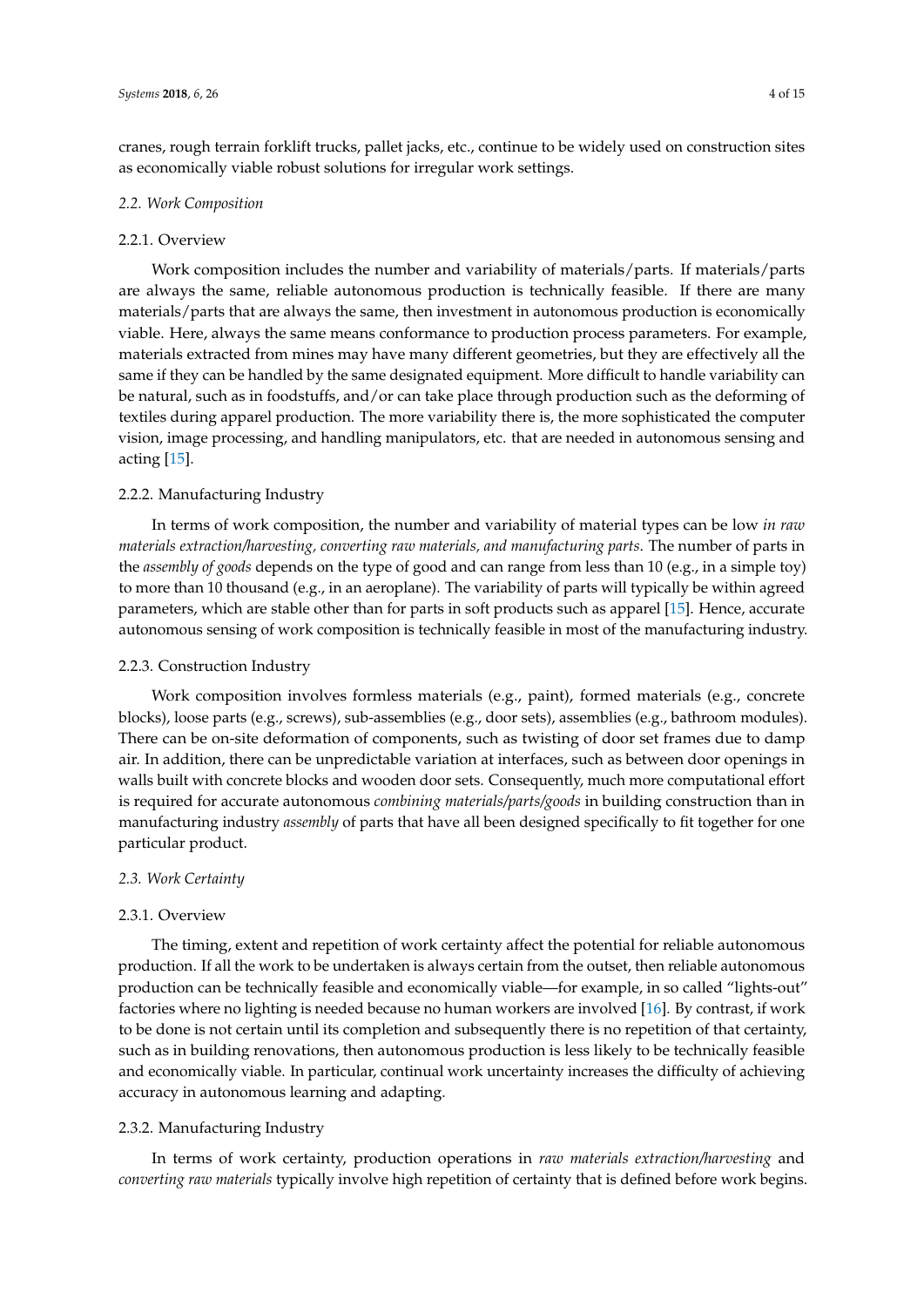cranes, rough terrain forklift trucks, pallet jacks, etc., continue to be widely used on construction sites as economically viable robust solutions for irregular work settings.

### *2.2. Work Composition*

#### 2.2.1. Overview

Work composition includes the number and variability of materials/parts. If materials/parts are always the same, reliable autonomous production is technically feasible. If there are many materials/parts that are always the same, then investment in autonomous production is economically viable. Here, always the same means conformance to production process parameters. For example, materials extracted from mines may have many different geometries, but they are effectively all the same if they can be handled by the same designated equipment. More difficult to handle variability can be natural, such as in foodstuffs, and/or can take place through production such as the deforming of textiles during apparel production. The more variability there is, the more sophisticated the computer vision, image processing, and handling manipulators, etc. that are needed in autonomous sensing and acting [15].

#### 2.2.2. Manufacturing Industry

In terms of work composition, the number and variability of material types can be low *in raw materials extraction/harvesting, converting raw materials, and manufacturing parts*. The number of parts in the *assembly of goods* depends on the type of good and can range from less than 10 (e.g., in a simple toy) to more than 10 thousand (e.g., in an aeroplane). The variability of parts will typically be within agreed parameters, which are stable other than for parts in soft products such as apparel [15]. Hence, accurate autonomous sensing of work composition is technically feasible in most of the manufacturing industry.

#### 2.2.3. Construction Industry

Work composition involves formless materials (e.g., paint), formed materials (e.g., concrete blocks), loose parts (e.g., screws), sub-assemblies (e.g., door sets), assemblies (e.g., bathroom modules). There can be on-site deformation of components, such as twisting of door set frames due to damp air. In addition, there can be unpredictable variation at interfaces, such as between door openings in walls built with concrete blocks and wooden door sets. Consequently, much more computational effort is required for accurate autonomous *combining materials/parts/goods* in building construction than in manufacturing industry *assembly* of parts that have all been designed specifically to fit together for one particular product.

### *2.3. Work Certainty*

#### 2.3.1. Overview

The timing, extent and repetition of work certainty affect the potential for reliable autonomous production. If all the work to be undertaken is always certain from the outset, then reliable autonomous production can be technically feasible and economically viable—for example, in so called "lights-out" factories where no lighting is needed because no human workers are involved [16]. By contrast, if work to be done is not certain until its completion and subsequently there is no repetition of that certainty, such as in building renovations, then autonomous production is less likely to be technically feasible and economically viable. In particular, continual work uncertainty increases the difficulty of achieving accuracy in autonomous learning and adapting.

#### 2.3.2. Manufacturing Industry

In terms of work certainty, production operations in *raw materials extraction/harvesting* and *converting raw materials* typically involve high repetition of certainty that is defined before work begins.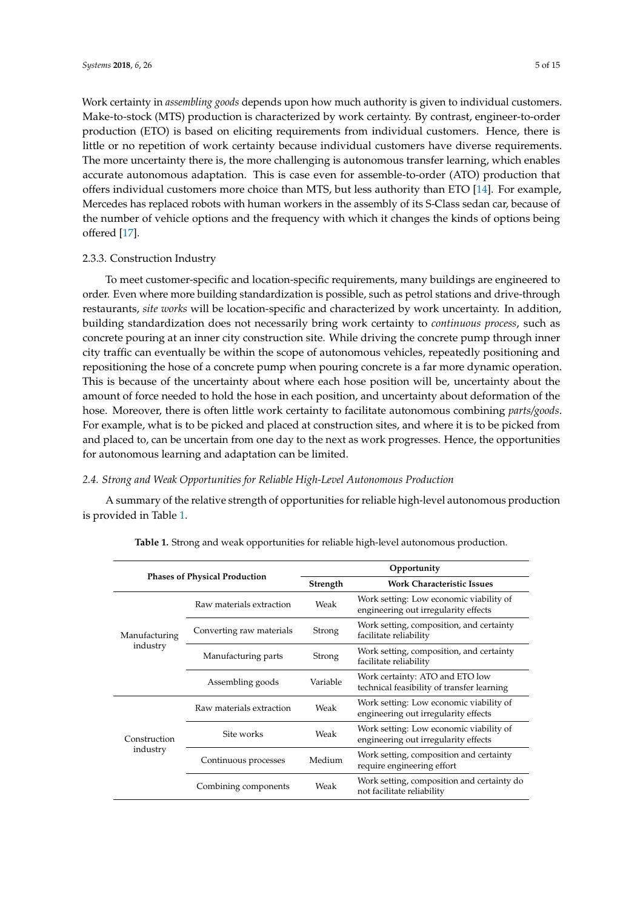Work certainty in *assembling goods* depends upon how much authority is given to individual customers. Make-to-stock (MTS) production is characterized by work certainty. By contrast, engineer-to-order production (ETO) is based on eliciting requirements from individual customers. Hence, there is little or no repetition of work certainty because individual customers have diverse requirements. The more uncertainty there is, the more challenging is autonomous transfer learning, which enables accurate autonomous adaptation. This is case even for assemble-to-order (ATO) production that offers individual customers more choice than MTS, but less authority than ETO [14]. For example, Mercedes has replaced robots with human workers in the assembly of its S-Class sedan car, because of the number of vehicle options and the frequency with which it changes the kinds of options being offered [17].

#### 2.3.3. Construction Industry

To meet customer-specific and location-specific requirements, many buildings are engineered to order. Even where more building standardization is possible, such as petrol stations and drive-through restaurants, *site works* will be location-specific and characterized by work uncertainty. In addition, building standardization does not necessarily bring work certainty to *continuous process*, such as concrete pouring at an inner city construction site. While driving the concrete pump through inner city traffic can eventually be within the scope of autonomous vehicles, repeatedly positioning and repositioning the hose of a concrete pump when pouring concrete is a far more dynamic operation. This is because of the uncertainty about where each hose position will be, uncertainty about the amount of force needed to hold the hose in each position, and uncertainty about deformation of the hose. Moreover, there is often little work certainty to facilitate autonomous combining *parts/goods*. For example, what is to be picked and placed at construction sites, and where it is to be picked from and placed to, can be uncertain from one day to the next as work progresses. Hence, the opportunities for autonomous learning and adaptation can be limited.

### *2.4. Strong and Weak Opportunities for Reliable High-Level Autonomous Production*

A summary of the relative strength of opportunities for reliable high-level autonomous production is provided in Table 1.

**Table 1.** Strong and weak opportunities for reliable high-level autonomous production.

| Phases of Physical Production | | Opportunity | |
|---|---|---|---|
| | | **Strength** | **Work Characteristic Issues** |
| Manufacturing industry | Raw materials extraction | Weak | Work setting: Low economic viability of engineering out irregularity effects |
| | Converting raw materials | Strong | Work setting, composition, and certainty facilitate reliability |
| | Manufacturing parts | Strong | Work setting, composition, and certainty facilitate reliability |
| | Assembling goods | Variable | Work certainty: ATO and ETO low technical feasibility of transfer learning |
| Construction industry | Raw materials extraction | Weak | Work setting: Low economic viability of engineering out irregularity effects |
| | Site works | Weak | Work setting: Low economic viability of engineering out irregularity effects |
| | Continuous processes | Medium | Work setting, composition and certainty require engineering effort |
| | Combining components | Weak | Work setting, composition and certainty do not facilitate reliability |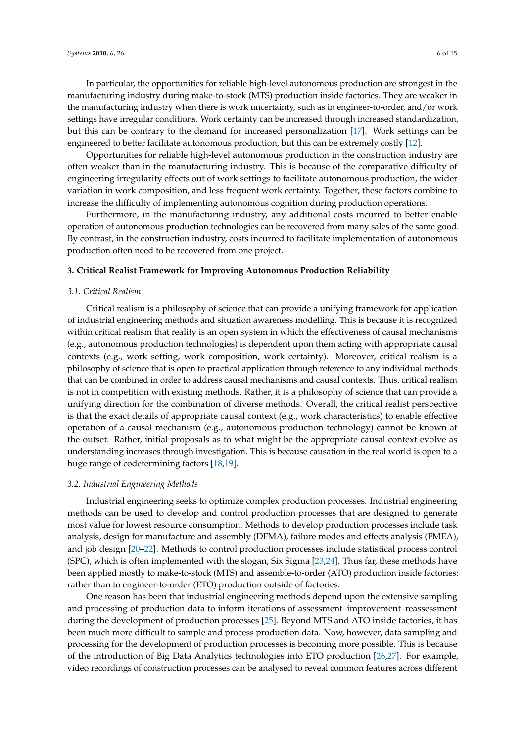In particular, the opportunities for reliable high-level autonomous production are strongest in the manufacturing industry during make-to-stock (MTS) production inside factories. They are weaker in the manufacturing industry when there is work uncertainty, such as in engineer-to-order, and/or work settings have irregular conditions. Work certainty can be increased through increased standardization, but this can be contrary to the demand for increased personalization [17]. Work settings can be engineered to better facilitate autonomous production, but this can be extremely costly [12].

Opportunities for reliable high-level autonomous production in the construction industry are often weaker than in the manufacturing industry. This is because of the comparative difficulty of engineering irregularity effects out of work settings to facilitate autonomous production, the wider variation in work composition, and less frequent work certainty. Together, these factors combine to increase the difficulty of implementing autonomous cognition during production operations.

Furthermore, in the manufacturing industry, any additional costs incurred to better enable operation of autonomous production technologies can be recovered from many sales of the same good. By contrast, in the construction industry, costs incurred to facilitate implementation of autonomous production often need to be recovered from one project.

## 3. Critical Realist Framework for Improving Autonomous Production Reliability

### 3.1. Critical Realism

Critical realism is a philosophy of science that can provide a unifying framework for application of industrial engineering methods and situation awareness modelling. This is because it is recognized within critical realism that reality is an open system in which the effectiveness of causal mechanisms (e.g., autonomous production technologies) is dependent upon them acting with appropriate causal contexts (e.g., work setting, work composition, work certainty). Moreover, critical realism is a philosophy of science that is open to practical application through reference to any individual methods that can be combined in order to address causal mechanisms and causal contexts. Thus, critical realism is not in competition with existing methods. Rather, it is a philosophy of science that can provide a unifying direction for the combination of diverse methods. Overall, the critical realist perspective is that the exact details of appropriate causal context (e.g., work characteristics) to enable effective operation of a causal mechanism (e.g., autonomous production technology) cannot be known at the outset. Rather, initial proposals as to what might be the appropriate causal context evolve as understanding increases through investigation. This is because causation in the real world is open to a huge range of codetermining factors [18,19].

### 3.2. Industrial Engineering Methods

Industrial engineering seeks to optimize complex production processes. Industrial engineering methods can be used to develop and control production processes that are designed to generate most value for lowest resource consumption. Methods to develop production processes include task analysis, design for manufacture and assembly (DFMA), failure modes and effects analysis (FMEA), and job design [20–22]. Methods to control production processes include statistical process control (SPC), which is often implemented with the slogan, Six Sigma [23,24]. Thus far, these methods have been applied mostly to make-to-stock (MTS) and assemble-to-order (ATO) production inside factories: rather than to engineer-to-order (ETO) production outside of factories.

One reason has been that industrial engineering methods depend upon the extensive sampling and processing of production data to inform iterations of assessment–improvement–reassessment during the development of production processes [25]. Beyond MTS and ATO inside factories, it has been much more difficult to sample and process production data. Now, however, data sampling and processing for the development of production processes is becoming more possible. This is because of the introduction of Big Data Analytics technologies into ETO production [26,27]. For example, video recordings of construction processes can be analysed to reveal common features across different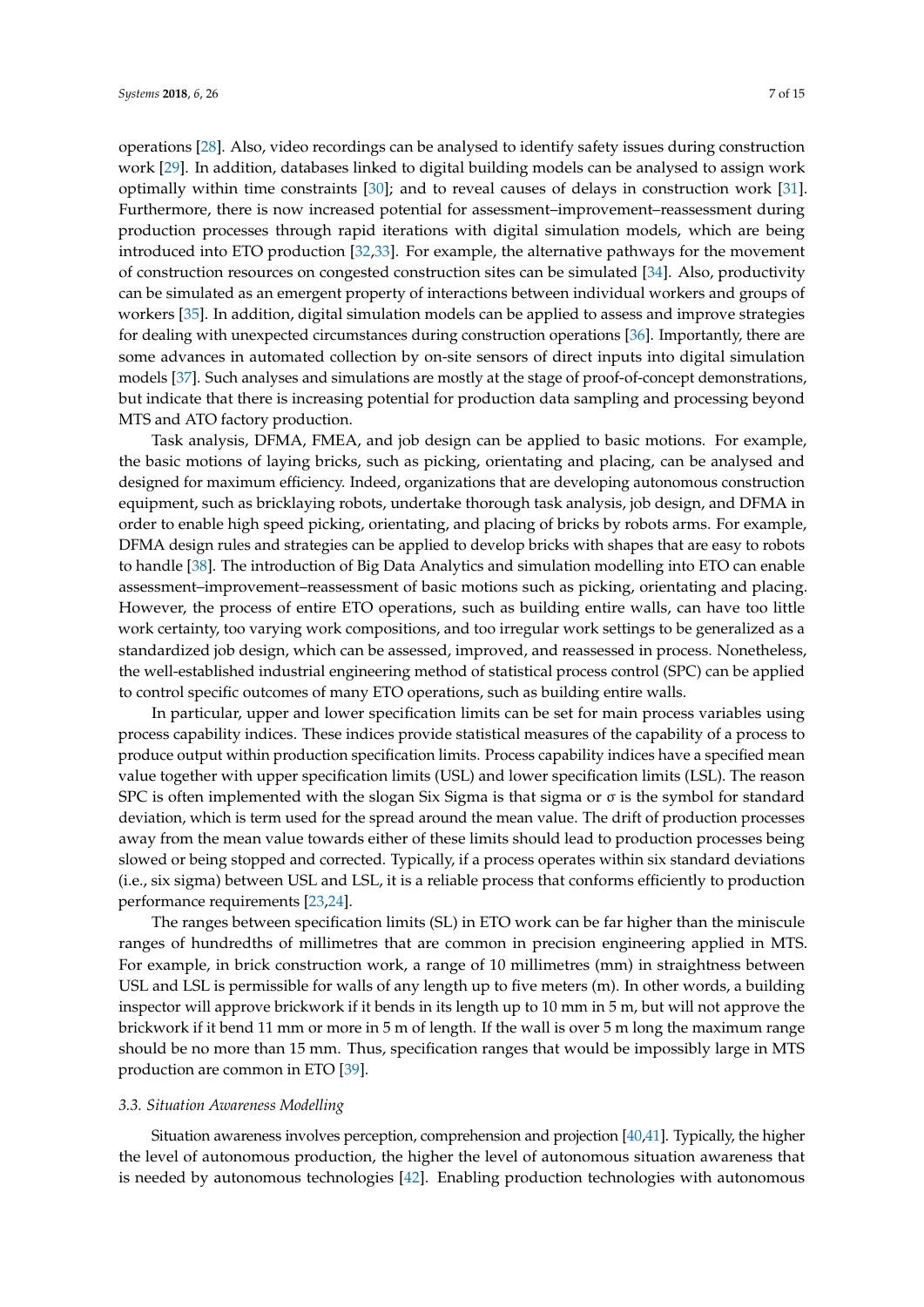operations [28]. Also, video recordings can be analysed to identify safety issues during construction work [29]. In addition, databases linked to digital building models can be analysed to assign work optimally within time constraints [30]; and to reveal causes of delays in construction work [31]. Furthermore, there is now increased potential for assessment–improvement–reassessment during production processes through rapid iterations with digital simulation models, which are being introduced into ETO production [32,33]. For example, the alternative pathways for the movement of construction resources on congested construction sites can be simulated [34]. Also, productivity can be simulated as an emergent property of interactions between individual workers and groups of workers [35]. In addition, digital simulation models can be applied to assess and improve strategies for dealing with unexpected circumstances during construction operations [36]. Importantly, there are some advances in automated collection by on-site sensors of direct inputs into digital simulation models [37]. Such analyses and simulations are mostly at the stage of proof-of-concept demonstrations, but indicate that there is increasing potential for production data sampling and processing beyond MTS and ATO factory production.

Task analysis, DFMA, FMEA, and job design can be applied to basic motions. For example, the basic motions of laying bricks, such as picking, orientating and placing, can be analysed and designed for maximum efficiency. Indeed, organizations that are developing autonomous construction equipment, such as bricklaying robots, undertake thorough task analysis, job design, and DFMA in order to enable high speed picking, orientating, and placing of bricks by robots arms. For example, DFMA design rules and strategies can be applied to develop bricks with shapes that are easy to robots to handle [38]. The introduction of Big Data Analytics and simulation modelling into ETO can enable assessment–improvement–reassessment of basic motions such as picking, orientating and placing. However, the process of entire ETO operations, such as building entire walls, can have too little work certainty, too varying work compositions, and too irregular work settings to be generalized as a standardized job design, which can be assessed, improved, and reassessed in process. Nonetheless, the well-established industrial engineering method of statistical process control (SPC) can be applied to control specific outcomes of many ETO operations, such as building entire walls.

In particular, upper and lower specification limits can be set for main process variables using process capability indices. These indices provide statistical measures of the capability of a process to produce output within production specification limits. Process capability indices have a specified mean value together with upper specification limits (USL) and lower specification limits (LSL). The reason SPC is often implemented with the slogan Six Sigma is that sigma or σ is the symbol for standard deviation, which is term used for the spread around the mean value. The drift of production processes away from the mean value towards either of these limits should lead to production processes being slowed or being stopped and corrected. Typically, if a process operates within six standard deviations (i.e., six sigma) between USL and LSL, it is a reliable process that conforms efficiently to production performance requirements [23,24].

The ranges between specification limits (SL) in ETO work can be far higher than the miniscule ranges of hundredths of millimetres that are common in precision engineering applied in MTS. For example, in brick construction work, a range of 10 millimetres (mm) in straightness between USL and LSL is permissible for walls of any length up to five meters (m). In other words, a building inspector will approve brickwork if it bends in its length up to 10 mm in 5 m, but will not approve the brickwork if it bend 11 mm or more in 5 m of length. If the wall is over 5 m long the maximum range should be no more than 15 mm. Thus, specification ranges that would be impossibly large in MTS production are common in ETO [39].

### *3.3. Situation Awareness Modelling*

Situation awareness involves perception, comprehension and projection [40,41]. Typically, the higher the level of autonomous production, the higher the level of autonomous situation awareness that is needed by autonomous technologies [42]. Enabling production technologies with autonomous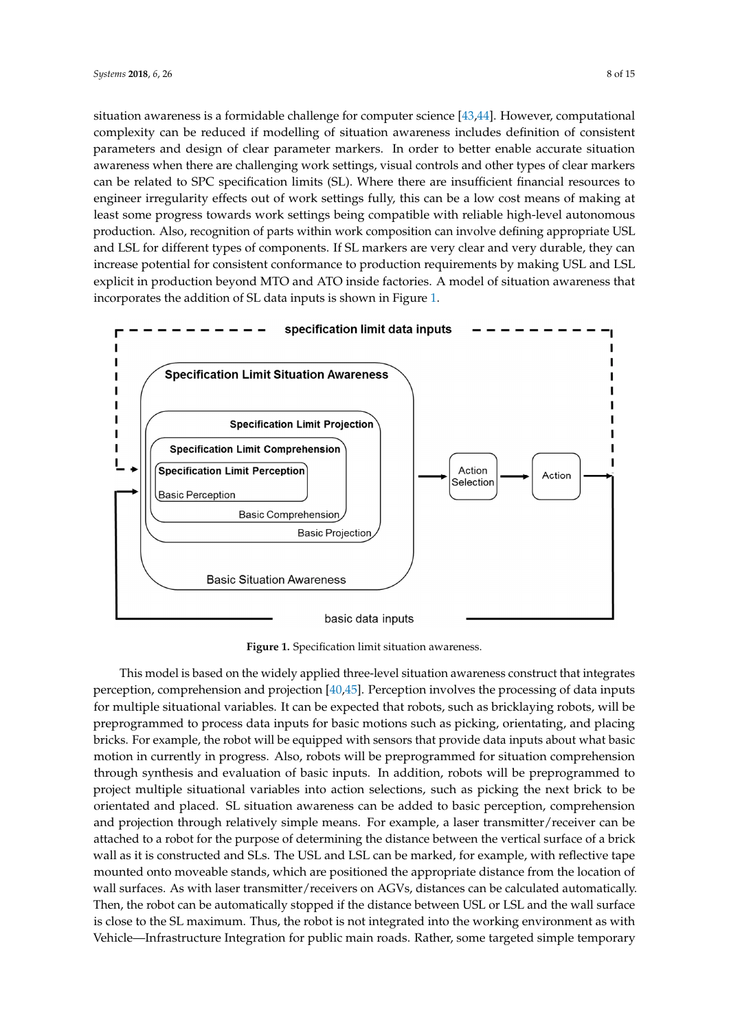situation awareness is a formidable challenge for computer science [43,44]. However, computational complexity can be reduced if modelling of situation awareness includes definition of consistent parameters and design of clear parameter markers. In order to better enable accurate situation awareness when there are challenging work settings, visual controls and other types of clear markers can be related to SPC specification limits (SL). Where there are insufficient financial resources to engineer irregularity effects out of work settings fully, this can be a low cost means of making at least some progress towards work settings being compatible with reliable high-level autonomous production. Also, recognition of parts within work composition can involve defining appropriate USL and LSL for different types of components. If SL markers are very clear and very durable, they can increase potential for consistent conformance to production requirements by making USL and LSL explicit in production beyond MTO and ATO inside factories. A model of situation awareness that incorporates the addition of SL data inputs is shown in Figure 1.

**Figure 1.** Specification limit situation awareness.

This model is based on the widely applied three-level situation awareness construct that integrates perception, comprehension and projection [40,45]. Perception involves the processing of data inputs for multiple situational variables. It can be expected that robots, such as bricklaying robots, will be preprogrammed to process data inputs for basic motions such as picking, orientating, and placing bricks. For example, the robot will be equipped with sensors that provide data inputs about what basic motion in currently in progress. Also, robots will be preprogrammed for situation comprehension through synthesis and evaluation of basic inputs. In addition, robots will be preprogrammed to project multiple situational variables into action selections, such as picking the next brick to be orientated and placed. SL situation awareness can be added to basic perception, comprehension and projection through relatively simple means. For example, a laser transmitter/receiver can be attached to a robot for the purpose of determining the distance between the vertical surface of a brick wall as it is constructed and SLs. The USL and LSL can be marked, for example, with reflective tape mounted onto moveable stands, which are positioned the appropriate distance from the location of wall surfaces. As with laser transmitter/receivers on AGVs, distances can be calculated automatically. Then, the robot can be automatically stopped if the distance between USL or LSL and the wall surface is close to the SL maximum. Thus, the robot is not integrated into the working environment as with Vehicle—Infrastructure Integration for public main roads. Rather, some targeted simple temporary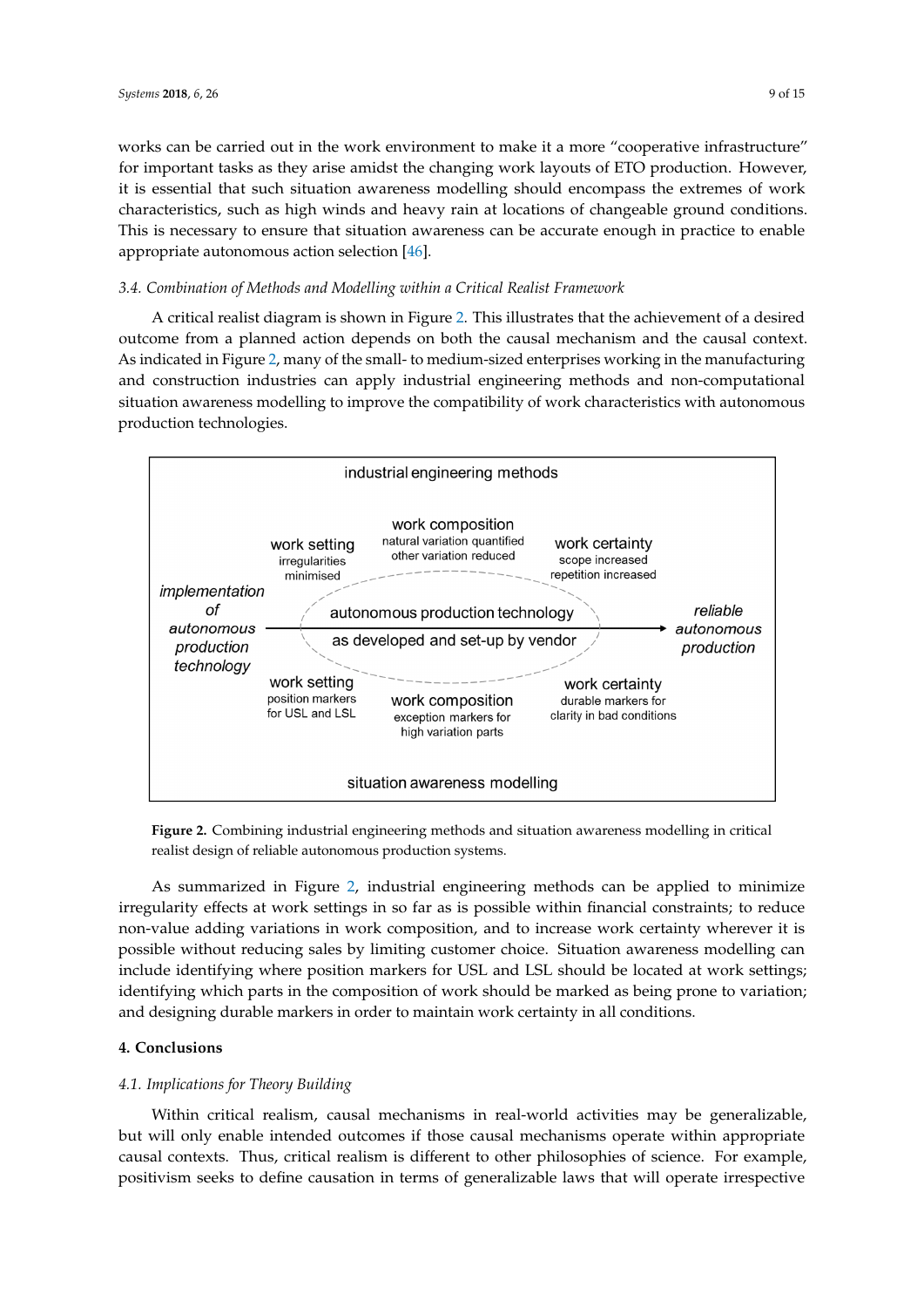works can be carried out in the work environment to make it a more "cooperative infrastructure" for important tasks as they arise amidst the changing work layouts of ETO production. However, it is essential that such situation awareness modelling should encompass the extremes of work characteristics, such as high winds and heavy rain at locations of changeable ground conditions. This is necessary to ensure that situation awareness can be accurate enough in practice to enable appropriate autonomous action selection [46].

### *3.4. Combination of Methods and Modelling within a Critical Realist Framework*

A critical realist diagram is shown in Figure 2. This illustrates that the achievement of a desired outcome from a planned action depends on both the causal mechanism and the causal context. As indicated in Figure 2, many of the small- to medium-sized enterprises working in the manufacturing and construction industries can apply industrial engineering methods and non-computational situation awareness modelling to improve the compatibility of work characteristics with autonomous production technologies.

industrial engineering methods

work setting
irregularities minimised

work composition
natural variation quantified
other variation reduced

work certainty
scope increased
repetition increased

*implementation of autonomous production technology* → autonomous production technology as developed and set-up by vendor → *reliable autonomous production*

work setting
position markers for USL and LSL

work composition
exception markers for high variation parts

work certainty
durable markers for clarity in bad conditions

situation awareness modelling

**Figure 2.** Combining industrial engineering methods and situation awareness modelling in critical realist design of reliable autonomous production systems.

As summarized in Figure 2, industrial engineering methods can be applied to minimize irregularity effects at work settings in so far as is possible within financial constraints; to reduce non-value adding variations in work composition, and to increase work certainty wherever it is possible without reducing sales by limiting customer choice. Situation awareness modelling can include identifying where position markers for USL and LSL should be located at work settings; identifying which parts in the composition of work should be marked as being prone to variation; and designing durable markers in order to maintain work certainty in all conditions.

## 4. Conclusions

### *4.1. Implications for Theory Building*

Within critical realism, causal mechanisms in real-world activities may be generalizable, but will only enable intended outcomes if those causal mechanisms operate within appropriate causal contexts. Thus, critical realism is different to other philosophies of science. For example, positivism seeks to define causation in terms of generalizable laws that will operate irrespective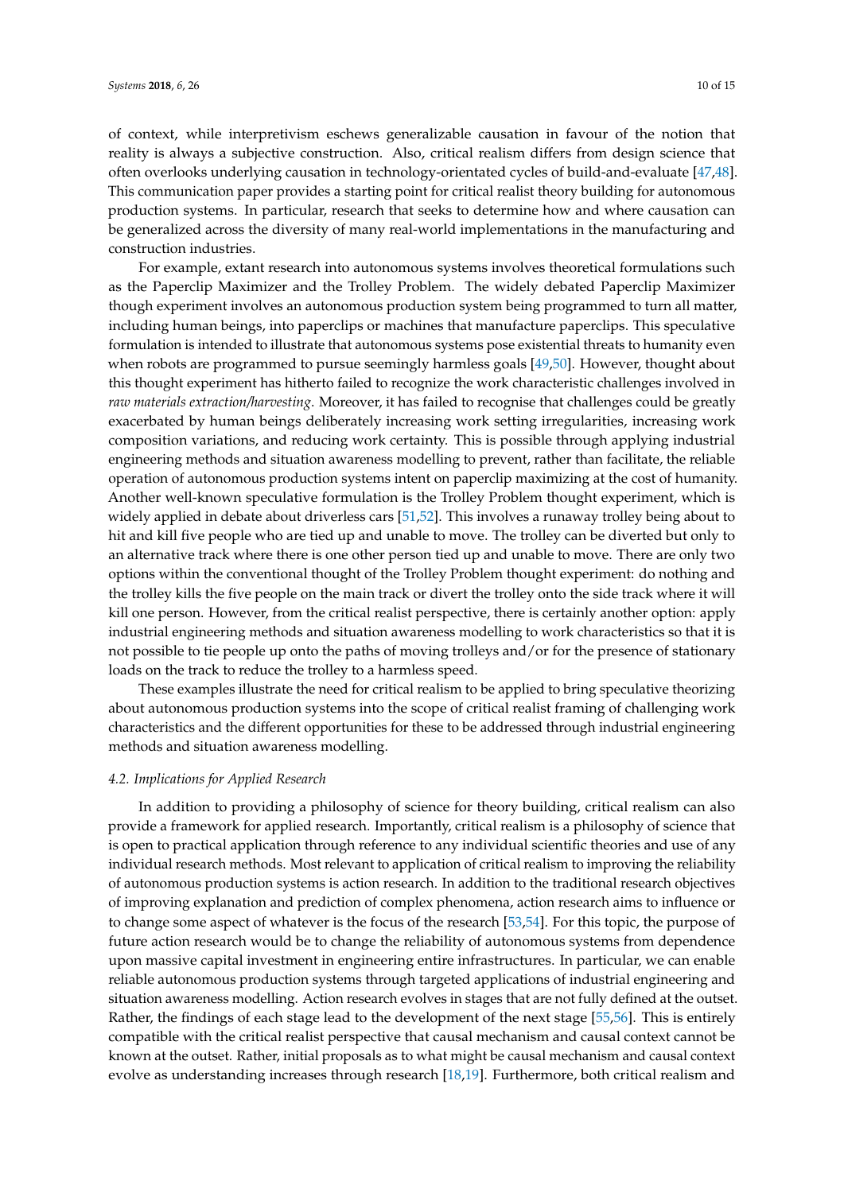of context, while interpretivism eschews generalizable causation in favour of the notion that reality is always a subjective construction. Also, critical realism differs from design science that often overlooks underlying causation in technology-orientated cycles of build-and-evaluate [47,48]. This communication paper provides a starting point for critical realist theory building for autonomous production systems. In particular, research that seeks to determine how and where causation can be generalized across the diversity of many real-world implementations in the manufacturing and construction industries.

For example, extant research into autonomous systems involves theoretical formulations such as the Paperclip Maximizer and the Trolley Problem. The widely debated Paperclip Maximizer though experiment involves an autonomous production system being programmed to turn all matter, including human beings, into paperclips or machines that manufacture paperclips. This speculative formulation is intended to illustrate that autonomous systems pose existential threats to humanity even when robots are programmed to pursue seemingly harmless goals [49,50]. However, thought about this thought experiment has hitherto failed to recognize the work characteristic challenges involved in *raw materials extraction/harvesting*. Moreover, it has failed to recognise that challenges could be greatly exacerbated by human beings deliberately increasing work setting irregularities, increasing work composition variations, and reducing work certainty. This is possible through applying industrial engineering methods and situation awareness modelling to prevent, rather than facilitate, the reliable operation of autonomous production systems intent on paperclip maximizing at the cost of humanity. Another well-known speculative formulation is the Trolley Problem thought experiment, which is widely applied in debate about driverless cars [51,52]. This involves a runaway trolley being about to hit and kill five people who are tied up and unable to move. The trolley can be diverted but only to an alternative track where there is one other person tied up and unable to move. There are only two options within the conventional thought of the Trolley Problem thought experiment: do nothing and the trolley kills the five people on the main track or divert the trolley onto the side track where it will kill one person. However, from the critical realist perspective, there is certainly another option: apply industrial engineering methods and situation awareness modelling to work characteristics so that it is not possible to tie people up onto the paths of moving trolleys and/or for the presence of stationary loads on the track to reduce the trolley to a harmless speed.

These examples illustrate the need for critical realism to be applied to bring speculative theorizing about autonomous production systems into the scope of critical realist framing of challenging work characteristics and the different opportunities for these to be addressed through industrial engineering methods and situation awareness modelling.

### 4.2. Implications for Applied Research

In addition to providing a philosophy of science for theory building, critical realism can also provide a framework for applied research. Importantly, critical realism is a philosophy of science that is open to practical application through reference to any individual scientific theories and use of any individual research methods. Most relevant to application of critical realism to improving the reliability of autonomous production systems is action research. In addition to the traditional research objectives of improving explanation and prediction of complex phenomena, action research aims to influence or to change some aspect of whatever is the focus of the research [53,54]. For this topic, the purpose of future action research would be to change the reliability of autonomous systems from dependence upon massive capital investment in engineering entire infrastructures. In particular, we can enable reliable autonomous production systems through targeted applications of industrial engineering and situation awareness modelling. Action research evolves in stages that are not fully defined at the outset. Rather, the findings of each stage lead to the development of the next stage [55,56]. This is entirely compatible with the critical realist perspective that causal mechanism and causal context cannot be known at the outset. Rather, initial proposals as to what might be causal mechanism and causal context evolve as understanding increases through research [18,19]. Furthermore, both critical realism and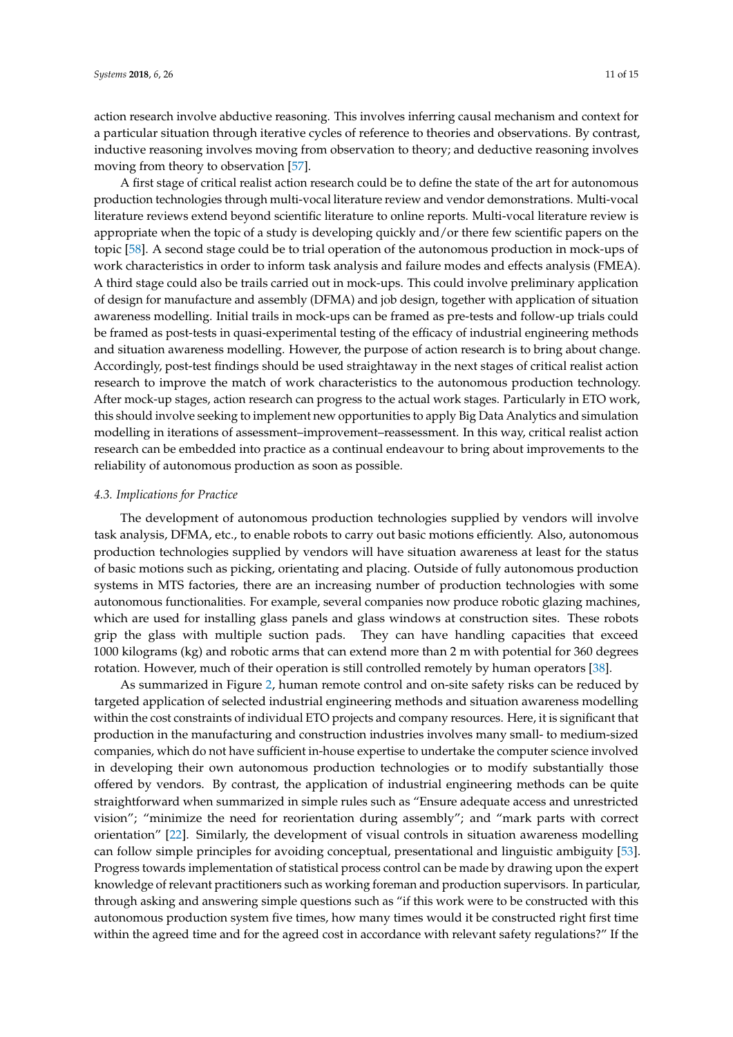action research involve abductive reasoning. This involves inferring causal mechanism and context for a particular situation through iterative cycles of reference to theories and observations. By contrast, inductive reasoning involves moving from observation to theory; and deductive reasoning involves moving from theory to observation [57].

A first stage of critical realist action research could be to define the state of the art for autonomous production technologies through multi-vocal literature review and vendor demonstrations. Multi-vocal literature reviews extend beyond scientific literature to online reports. Multi-vocal literature review is appropriate when the topic of a study is developing quickly and/or there few scientific papers on the topic [58]. A second stage could be to trial operation of the autonomous production in mock-ups of work characteristics in order to inform task analysis and failure modes and effects analysis (FMEA). A third stage could also be trails carried out in mock-ups. This could involve preliminary application of design for manufacture and assembly (DFMA) and job design, together with application of situation awareness modelling. Initial trails in mock-ups can be framed as pre-tests and follow-up trials could be framed as post-tests in quasi-experimental testing of the efficacy of industrial engineering methods and situation awareness modelling. However, the purpose of action research is to bring about change. Accordingly, post-test findings should be used straightaway in the next stages of critical realist action research to improve the match of work characteristics to the autonomous production technology. After mock-up stages, action research can progress to the actual work stages. Particularly in ETO work, this should involve seeking to implement new opportunities to apply Big Data Analytics and simulation modelling in iterations of assessment–improvement–reassessment. In this way, critical realist action research can be embedded into practice as a continual endeavour to bring about improvements to the reliability of autonomous production as soon as possible.

### *4.3. Implications for Practice*

The development of autonomous production technologies supplied by vendors will involve task analysis, DFMA, etc., to enable robots to carry out basic motions efficiently. Also, autonomous production technologies supplied by vendors will have situation awareness at least for the status of basic motions such as picking, orientating and placing. Outside of fully autonomous production systems in MTS factories, there are an increasing number of production technologies with some autonomous functionalities. For example, several companies now produce robotic glazing machines, which are used for installing glass panels and glass windows at construction sites. These robots grip the glass with multiple suction pads. They can have handling capacities that exceed 1000 kilograms (kg) and robotic arms that can extend more than 2 m with potential for 360 degrees rotation. However, much of their operation is still controlled remotely by human operators [38].

As summarized in Figure 2, human remote control and on-site safety risks can be reduced by targeted application of selected industrial engineering methods and situation awareness modelling within the cost constraints of individual ETO projects and company resources. Here, it is significant that production in the manufacturing and construction industries involves many small- to medium-sized companies, which do not have sufficient in-house expertise to undertake the computer science involved in developing their own autonomous production technologies or to modify substantially those offered by vendors. By contrast, the application of industrial engineering methods can be quite straightforward when summarized in simple rules such as "Ensure adequate access and unrestricted vision"; "minimize the need for reorientation during assembly"; and "mark parts with correct orientation" [22]. Similarly, the development of visual controls in situation awareness modelling can follow simple principles for avoiding conceptual, presentational and linguistic ambiguity [53]. Progress towards implementation of statistical process control can be made by drawing upon the expert knowledge of relevant practitioners such as working foreman and production supervisors. In particular, through asking and answering simple questions such as "if this work were to be constructed with this autonomous production system five times, how many times would it be constructed right first time within the agreed time and for the agreed cost in accordance with relevant safety regulations?" If the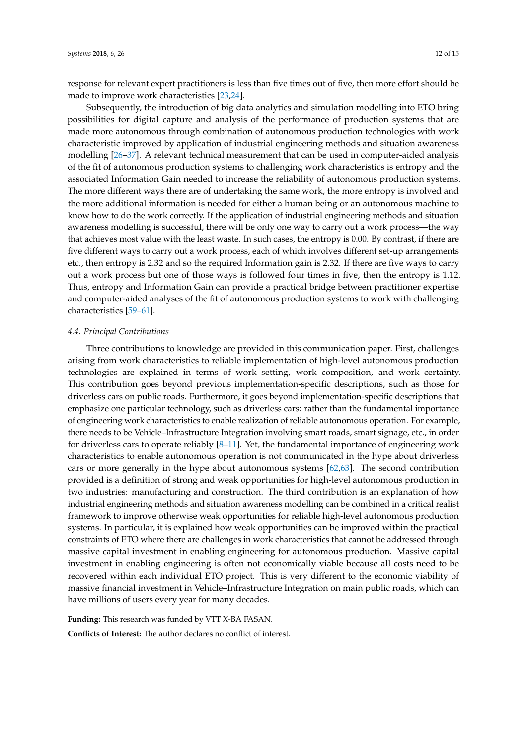response for relevant expert practitioners is less than five times out of five, then more effort should be made to improve work characteristics [23,24].

Subsequently, the introduction of big data analytics and simulation modelling into ETO bring possibilities for digital capture and analysis of the performance of production systems that are made more autonomous through combination of autonomous production technologies with work characteristic improved by application of industrial engineering methods and situation awareness modelling [26–37]. A relevant technical measurement that can be used in computer-aided analysis of the fit of autonomous production systems to challenging work characteristics is entropy and the associated Information Gain needed to increase the reliability of autonomous production systems. The more different ways there are of undertaking the same work, the more entropy is involved and the more additional information is needed for either a human being or an autonomous machine to know how to do the work correctly. If the application of industrial engineering methods and situation awareness modelling is successful, there will be only one way to carry out a work process—the way that achieves most value with the least waste. In such cases, the entropy is 0.00. By contrast, if there are five different ways to carry out a work process, each of which involves different set-up arrangements etc., then entropy is 2.32 and so the required Information gain is 2.32. If there are five ways to carry out a work process but one of those ways is followed four times in five, then the entropy is 1.12. Thus, entropy and Information Gain can provide a practical bridge between practitioner expertise and computer-aided analyses of the fit of autonomous production systems to work with challenging characteristics [59–61].

### *4.4. Principal Contributions*

Three contributions to knowledge are provided in this communication paper. First, challenges arising from work characteristics to reliable implementation of high-level autonomous production technologies are explained in terms of work setting, work composition, and work certainty. This contribution goes beyond previous implementation-specific descriptions, such as those for driverless cars on public roads. Furthermore, it goes beyond implementation-specific descriptions that emphasize one particular technology, such as driverless cars: rather than the fundamental importance of engineering work characteristics to enable realization of reliable autonomous operation. For example, there needs to be Vehicle–Infrastructure Integration involving smart roads, smart signage, etc., in order for driverless cars to operate reliably [8–11]. Yet, the fundamental importance of engineering work characteristics to enable autonomous operation is not communicated in the hype about driverless cars or more generally in the hype about autonomous systems [62,63]. The second contribution provided is a definition of strong and weak opportunities for high-level autonomous production in two industries: manufacturing and construction. The third contribution is an explanation of how industrial engineering methods and situation awareness modelling can be combined in a critical realist framework to improve otherwise weak opportunities for reliable high-level autonomous production systems. In particular, it is explained how weak opportunities can be improved within the practical constraints of ETO where there are challenges in work characteristics that cannot be addressed through massive capital investment in enabling engineering for autonomous production. Massive capital investment in enabling engineering is often not economically viable because all costs need to be recovered within each individual ETO project. This is very different to the economic viability of massive financial investment in Vehicle–Infrastructure Integration on main public roads, which can have millions of users every year for many decades.

**Funding:** This research was funded by VTT X-BA FASAN.

**Conflicts of Interest:** The author declares no conflict of interest.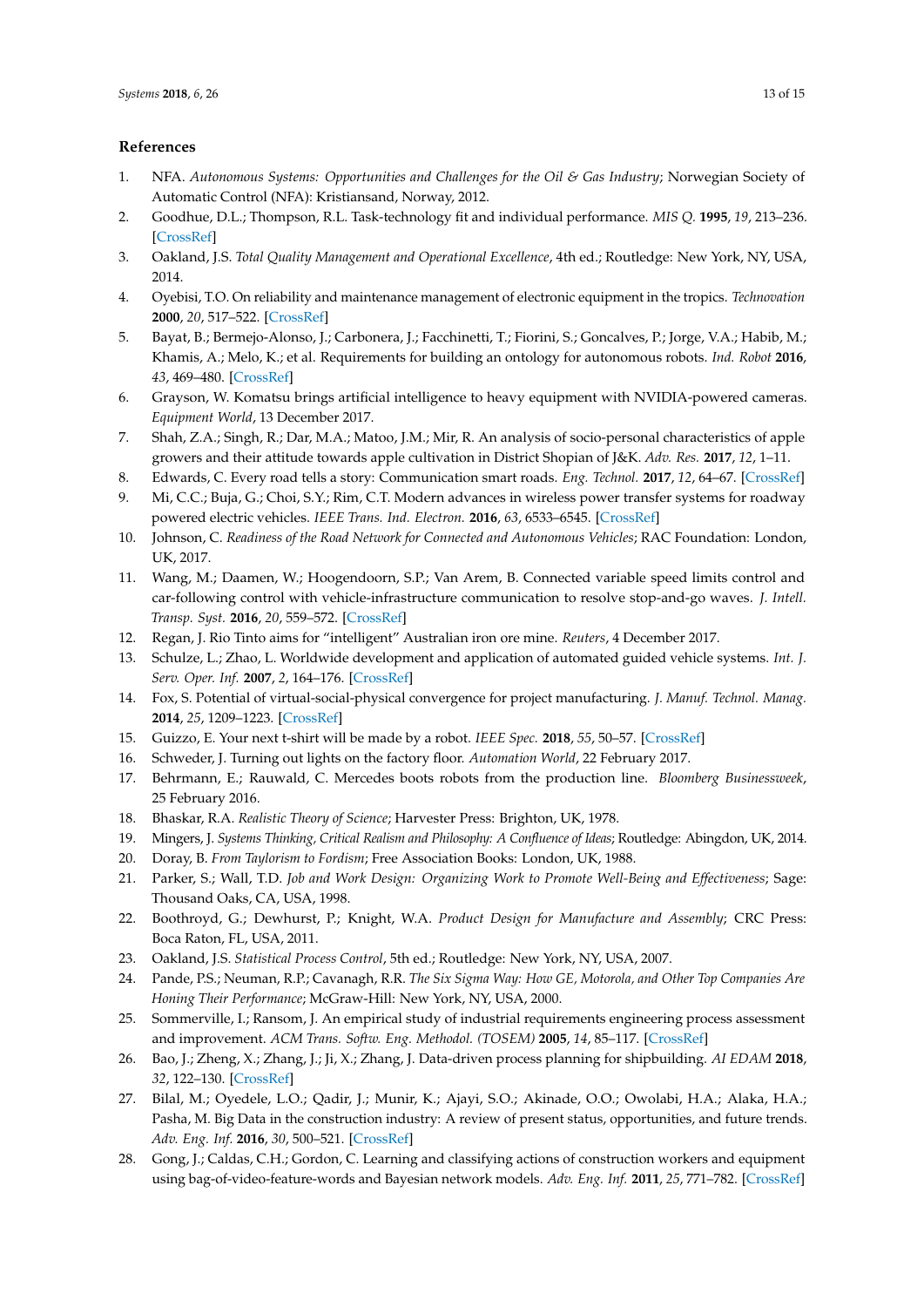## References

1. NFA. *Autonomous Systems: Opportunities and Challenges for the Oil & Gas Industry*; Norwegian Society of Automatic Control (NFA): Kristiansand, Norway, 2012.
2. Goodhue, D.L.; Thompson, R.L. Task-technology fit and individual performance. *MIS Q.* **1995**, *19*, 213–236. [CrossRef]
3. Oakland, J.S. *Total Quality Management and Operational Excellence*, 4th ed.; Routledge: New York, NY, USA, 2014.
4. Oyebisi, T.O. On reliability and maintenance management of electronic equipment in the tropics. *Technovation* **2000**, *20*, 517–522. [CrossRef]
5. Bayat, B.; Bermejo-Alonso, J.; Carbonera, J.; Facchinetti, T.; Fiorini, S.; Goncalves, P.; Jorge, V.A.; Habib, M.; Khamis, A.; Melo, K.; et al. Requirements for building an ontology for autonomous robots. *Ind. Robot* **2016**, *43*, 469–480. [CrossRef]
6. Grayson, W. Komatsu brings artificial intelligence to heavy equipment with NVIDIA-powered cameras. *Equipment World*, 13 December 2017.
7. Shah, Z.A.; Singh, R.; Dar, M.A.; Matoo, J.M.; Mir, R. An analysis of socio-personal characteristics of apple growers and their attitude towards apple cultivation in District Shopian of J&K. *Adv. Res.* **2017**, *12*, 1–11.
8. Edwards, C. Every road tells a story: Communication smart roads. *Eng. Technol.* **2017**, *12*, 64–67. [CrossRef]
9. Mi, C.C.; Buja, G.; Choi, S.Y.; Rim, C.T. Modern advances in wireless power transfer systems for roadway powered electric vehicles. *IEEE Trans. Ind. Electron.* **2016**, *63*, 6533–6545. [CrossRef]
10. Johnson, C. *Readiness of the Road Network for Connected and Autonomous Vehicles*; RAC Foundation: London, UK, 2017.
11. Wang, M.; Daamen, W.; Hoogendoorn, S.P.; Van Arem, B. Connected variable speed limits control and car-following control with vehicle-infrastructure communication to resolve stop-and-go waves. *J. Intell. Transp. Syst.* **2016**, *20*, 559–572. [CrossRef]
12. Regan, J. Rio Tinto aims for "intelligent" Australian iron ore mine. *Reuters*, 4 December 2017.
13. Schulze, L.; Zhao, L. Worldwide development and application of automated guided vehicle systems. *Int. J. Serv. Oper. Inf.* **2007**, *2*, 164–176. [CrossRef]
14. Fox, S. Potential of virtual-social-physical convergence for project manufacturing. *J. Manuf. Technol. Manag.* **2014**, *25*, 1209–1223. [CrossRef]
15. Guizzo, E. Your next t-shirt will be made by a robot. *IEEE Spec.* **2018**, *55*, 50–57. [CrossRef]
16. Schweder, J. Turning out lights on the factory floor. *Automation World*, 22 February 2017.
17. Behrmann, E.; Rauwald, C. Mercedes boots robots from the production line. *Bloomberg Businessweek*, 25 February 2016.
18. Bhaskar, R.A. *Realistic Theory of Science*; Harvester Press: Brighton, UK, 1978.
19. Mingers, J. *Systems Thinking, Critical Realism and Philosophy: A Confluence of Ideas*; Routledge: Abingdon, UK, 2014.
20. Doray, B. *From Taylorism to Fordism*; Free Association Books: London, UK, 1988.
21. Parker, S.; Wall, T.D. *Job and Work Design: Organizing Work to Promote Well-Being and Effectiveness*; Sage: Thousand Oaks, CA, USA, 1998.
22. Boothroyd, G.; Dewhurst, P.; Knight, W.A. *Product Design for Manufacture and Assembly*; CRC Press: Boca Raton, FL, USA, 2011.
23. Oakland, J.S. *Statistical Process Control*, 5th ed.; Routledge: New York, NY, USA, 2007.
24. Pande, P.S.; Neuman, R.P.; Cavanagh, R.R. *The Six Sigma Way: How GE, Motorola, and Other Top Companies Are Honing Their Performance*; McGraw-Hill: New York, NY, USA, 2000.
25. Sommerville, I.; Ransom, J. An empirical study of industrial requirements engineering process assessment and improvement. *ACM Trans. Softw. Eng. Methodol. (TOSEM)* **2005**, *14*, 85–117. [CrossRef]
26. Bao, J.; Zheng, X.; Zhang, J.; Ji, X.; Zhang, J. Data-driven process planning for shipbuilding. *AI EDAM* **2018**, *32*, 122–130. [CrossRef]
27. Bilal, M.; Oyedele, L.O.; Qadir, J.; Munir, K.; Ajayi, S.O.; Akinade, O.O.; Owolabi, H.A.; Alaka, H.A.; Pasha, M. Big Data in the construction industry: A review of present status, opportunities, and future trends. *Adv. Eng. Inf.* **2016**, *30*, 500–521. [CrossRef]
28. Gong, J.; Caldas, C.H.; Gordon, C. Learning and classifying actions of construction workers and equipment using bag-of-video-feature-words and Bayesian network models. *Adv. Eng. Inf.* **2011**, *25*, 771–782. [CrossRef]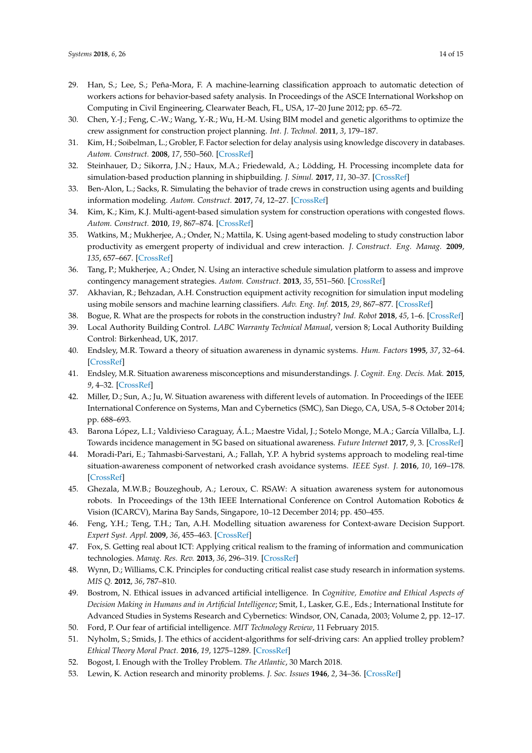29. Han, S.; Lee, S.; Peña-Mora, F. A machine-learning classification approach to automatic detection of workers actions for behavior-based safety analysis. In Proceedings of the ASCE International Workshop on Computing in Civil Engineering, Clearwater Beach, FL, USA, 17–20 June 2012; pp. 65–72.
30. Chen, Y.-J.; Feng, C.-W.; Wang, Y.-R.; Wu, H.-M. Using BIM model and genetic algorithms to optimize the crew assignment for construction project planning. *Int. J. Technol.* **2011**, *3*, 179–187.
31. Kim, H.; Soibelman, L.; Grobler, F. Factor selection for delay analysis using knowledge discovery in databases. *Autom. Construct.* **2008**, *17*, 550–560. [CrossRef]
32. Steinhauer, D.; Sikorra, J.N.; Haux, M.A.; Friedewald, A.; Lödding, H. Processing incomplete data for simulation-based production planning in shipbuilding. *J. Simul.* **2017**, *11*, 30–37. [CrossRef]
33. Ben-Alon, L.; Sacks, R. Simulating the behavior of trade crews in construction using agents and building information modeling. *Autom. Construct.* **2017**, *74*, 12–27. [CrossRef]
34. Kim, K.; Kim, K.J. Multi-agent-based simulation system for construction operations with congested flows. *Autom. Construct.* **2010**, *19*, 867–874. [CrossRef]
35. Watkins, M.; Mukherjee, A.; Onder, N.; Mattila, K. Using agent-based modeling to study construction labor productivity as emergent property of individual and crew interaction. *J. Construct. Eng. Manag.* **2009**, *135*, 657–667. [CrossRef]
36. Tang, P.; Mukherjee, A.; Onder, N. Using an interactive schedule simulation platform to assess and improve contingency management strategies. *Autom. Construct.* **2013**, *35*, 551–560. [CrossRef]
37. Akhavian, R.; Behzadan, A.H. Construction equipment activity recognition for simulation input modeling using mobile sensors and machine learning classifiers. *Adv. Eng. Inf.* **2015**, *29*, 867–877. [CrossRef]
38. Bogue, R. What are the prospects for robots in the construction industry? *Ind. Robot* **2018**, *45*, 1–6. [CrossRef]
39. Local Authority Building Control. *LABC Warranty Technical Manual*, version 8; Local Authority Building Control: Birkenhead, UK, 2017.
40. Endsley, M.R. Toward a theory of situation awareness in dynamic systems. *Hum. Factors* **1995**, *37*, 32–64. [CrossRef]
41. Endsley, M.R. Situation awareness misconceptions and misunderstandings. *J. Cognit. Eng. Decis. Mak.* **2015**, *9*, 4–32. [CrossRef]
42. Miller, D.; Sun, A.; Ju, W. Situation awareness with different levels of automation. In Proceedings of the IEEE International Conference on Systems, Man and Cybernetics (SMC), San Diego, CA, USA, 5–8 October 2014; pp. 688–693.
43. Barona López, L.I.; Valdivieso Caraguay, Á.L.; Maestre Vidal, J.; Sotelo Monge, M.A.; García Villalba, L.J. Towards incidence management in 5G based on situational awareness. *Future Internet* **2017**, *9*, 3. [CrossRef]
44. Moradi-Pari, E.; Tahmasbi-Sarvestani, A.; Fallah, Y.P. A hybrid systems approach to modeling real-time situation-awareness component of networked crash avoidance systems. *IEEE Syst. J.* **2016**, *10*, 169–178. [CrossRef]
45. Ghezala, M.W.B.; Bouzeghoub, A.; Leroux, C. RSAW: A situation awareness system for autonomous robots. In Proceedings of the 13th IEEE International Conference on Control Automation Robotics & Vision (ICARCV), Marina Bay Sands, Singapore, 10–12 December 2014; pp. 450–455.
46. Feng, Y.H.; Teng, T.H.; Tan, A.H. Modelling situation awareness for Context-aware Decision Support. *Expert Syst. Appl.* **2009**, *36*, 455–463. [CrossRef]
47. Fox, S. Getting real about ICT: Applying critical realism to the framing of information and communication technologies. *Manag. Res. Rev.* **2013**, *36*, 296–319. [CrossRef]
48. Wynn, D.; Williams, C.K. Principles for conducting critical realist case study research in information systems. *MIS Q.* **2012**, *36*, 787–810.
49. Bostrom, N. Ethical issues in advanced artificial intelligence. In *Cognitive, Emotive and Ethical Aspects of Decision Making in Humans and in Artificial Intelligence*; Smit, I., Lasker, G.E., Eds.; International Institute for Advanced Studies in Systems Research and Cybernetics: Windsor, ON, Canada, 2003; Volume 2, pp. 12–17.
50. Ford, P. Our fear of artificial intelligence. *MIT Technology Review*, 11 February 2015.
51. Nyholm, S.; Smids, J. The ethics of accident-algorithms for self-driving cars: An applied trolley problem? *Ethical Theory Moral Pract.* **2016**, *19*, 1275–1289. [CrossRef]
52. Bogost, I. Enough with the Trolley Problem. *The Atlantic*, 30 March 2018.
53. Lewin, K. Action research and minority problems. *J. Soc. Issues* **1946**, *2*, 34–36. [CrossRef]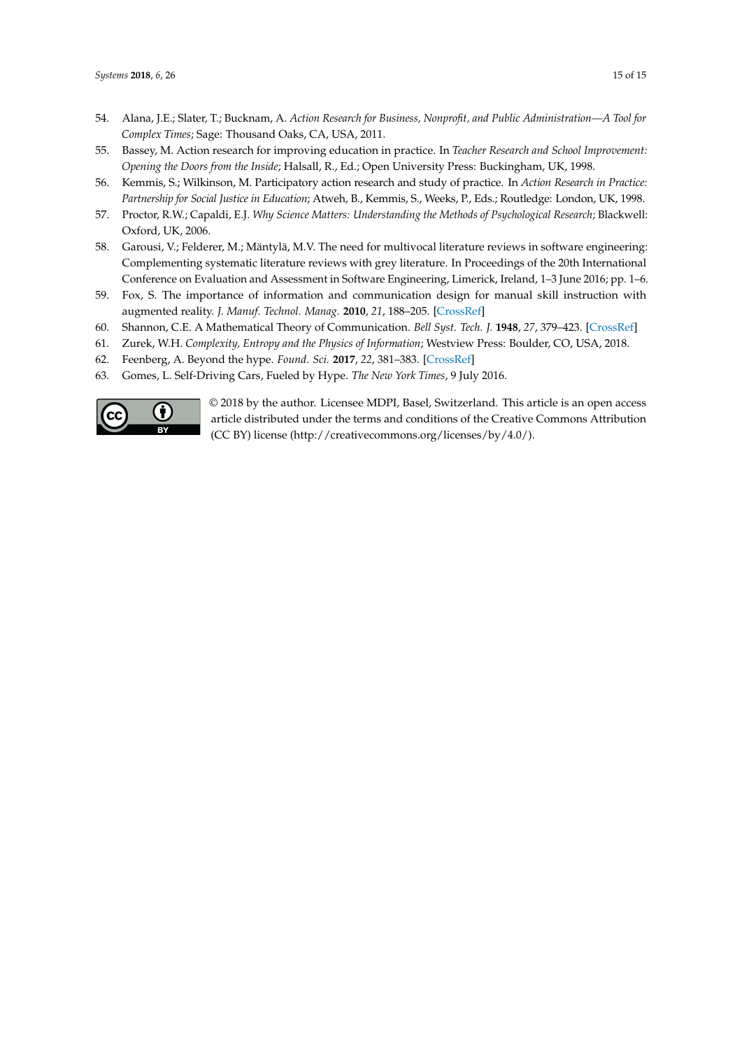54. Alana, J.E.; Slater, T.; Bucknam, A. *Action Research for Business, Nonprofit, and Public Administration—A Tool for Complex Times*; Sage: Thousand Oaks, CA, USA, 2011.
55. Bassey, M. Action research for improving education in practice. In *Teacher Research and School Improvement: Opening the Doors from the Inside*; Halsall, R., Ed.; Open University Press: Buckingham, UK, 1998.
56. Kemmis, S.; Wilkinson, M. Participatory action research and study of practice. In *Action Research in Practice: Partnership for Social Justice in Education*; Atweh, B., Kemmis, S., Weeks, P., Eds.; Routledge: London, UK, 1998.
57. Proctor, R.W.; Capaldi, E.J. *Why Science Matters: Understanding the Methods of Psychological Research*; Blackwell: Oxford, UK, 2006.
58. Garousi, V.; Felderer, M.; Mäntylä, M.V. The need for multivocal literature reviews in software engineering: Complementing systematic literature reviews with grey literature. In Proceedings of the 20th International Conference on Evaluation and Assessment in Software Engineering, Limerick, Ireland, 1–3 June 2016; pp. 1–6.
59. Fox, S. The importance of information and communication design for manual skill instruction with augmented reality. *J. Manuf. Technol. Manag.* **2010**, *21*, 188–205. [CrossRef]
60. Shannon, C.E. A Mathematical Theory of Communication. *Bell Syst. Tech. J.* **1948**, *27*, 379–423. [CrossRef]
61. Zurek, W.H. *Complexity, Entropy and the Physics of Information*; Westview Press: Boulder, CO, USA, 2018.
62. Feenberg, A. Beyond the hype. *Found. Sci.* **2017**, *22*, 381–383. [CrossRef]
63. Gomes, L. Self-Driving Cars, Fueled by Hype. *The New York Times*, 9 July 2016.

© 2018 by the author. Licensee MDPI, Basel, Switzerland. This article is an open access article distributed under the terms and conditions of the Creative Commons Attribution (CC BY) license (http://creativecommons.org/licenses/by/4.0/).